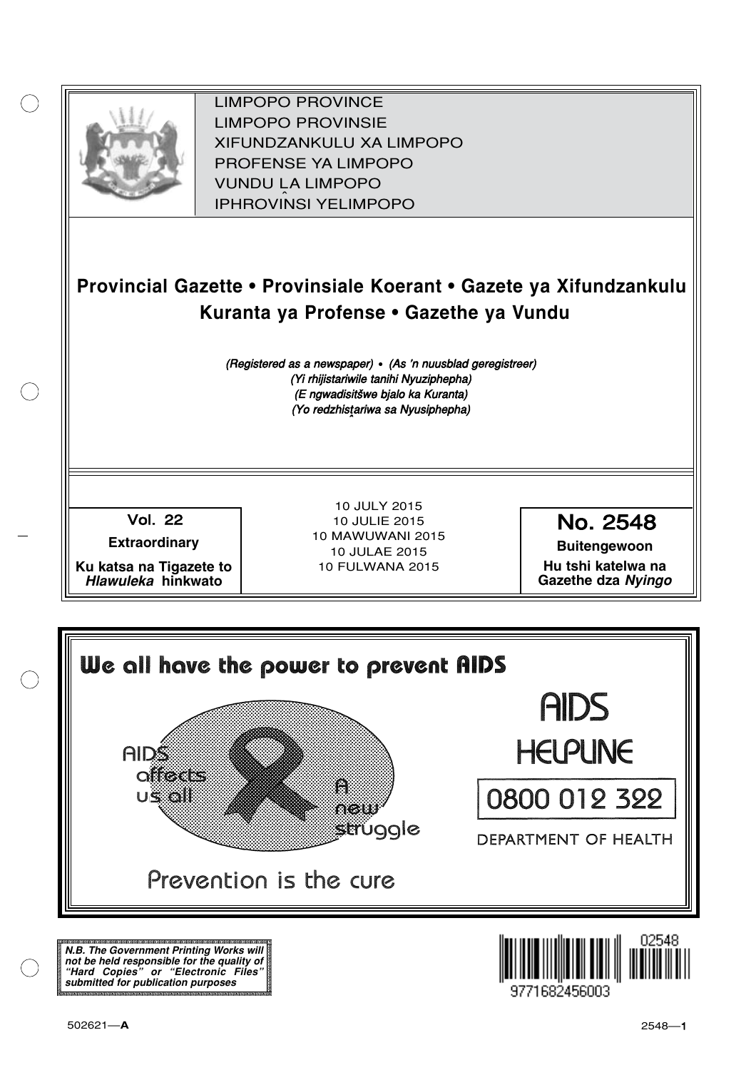LIMPOPO PROVINCE
LIMPOPO PROVINSIE
XIFUNDZANKULU XA LIMPOPO
PROFENSE YA LIMPOPO
VUNDU LA LIMPOPO
IPHROVINSI YELIMPOPO

# Provincial Gazette • Provinsiale Koerant • Gazete ya Xifundzankulu Kuranta ya Profense • Gazethe ya Vundu

*(Registered as a newspaper) • (As 'n nuusblad geregistreer)*
*(Yi rhijistariwile tanihi Nyuziphepha)*
*(E ngwadisitšwe bjalo ka Kuranta)*
*(Yo redzhistariwa sa Nyusiphepha)*

**Vol. 22**

**Extraordinary**

**Ku katsa na Tigazete to *Hlawuleka* hinkwato**

10 JULY 2015
10 JULIE 2015
10 MAWUWANI 2015
10 JULAE 2015
10 FULWANA 2015

**No. 2548**

**Buitengewoon**

**Hu tshi katelwa na Gazethe dza *Nyingo***

We all have the power to prevent AIDS

AIDS affects us all

A new struggle

Prevention is the cure

AIDS HELPLINE

0800 012 322

DEPARTMENT OF HEALTH

***N.B. The Government Printing Works will not be held responsible for the quality of "Hard Copies" or "Electronic Files" submitted for publication purposes***

9771682456003 02548

502621—**A**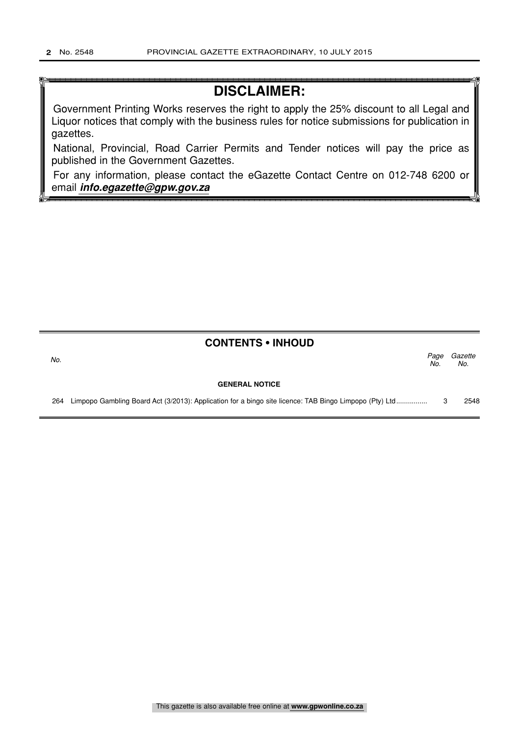# DISCLAIMER:

Government Printing Works reserves the right to apply the 25% discount to all Legal and Liquor notices that comply with the business rules for notice submissions for publication in gazettes.

National, Provincial, Road Carrier Permits and Tender notices will pay the price as published in the Government Gazettes.

For any information, please contact the eGazette Contact Centre on 012-748 6200 or email ***info.egazette@gpw.gov.za***

## CONTENTS • INHOUD

| No. | | Page No. | Gazette No. |
|---|---|---|---|
| | **GENERAL NOTICE** | | |
| 264 | Limpopo Gambling Board Act (3/2013): Application for a bingo site licence: TAB Bingo Limpopo (Pty) Ltd................ | 3 | 2548 |

This gazette is also available free online at **www.gpwonline.co.za**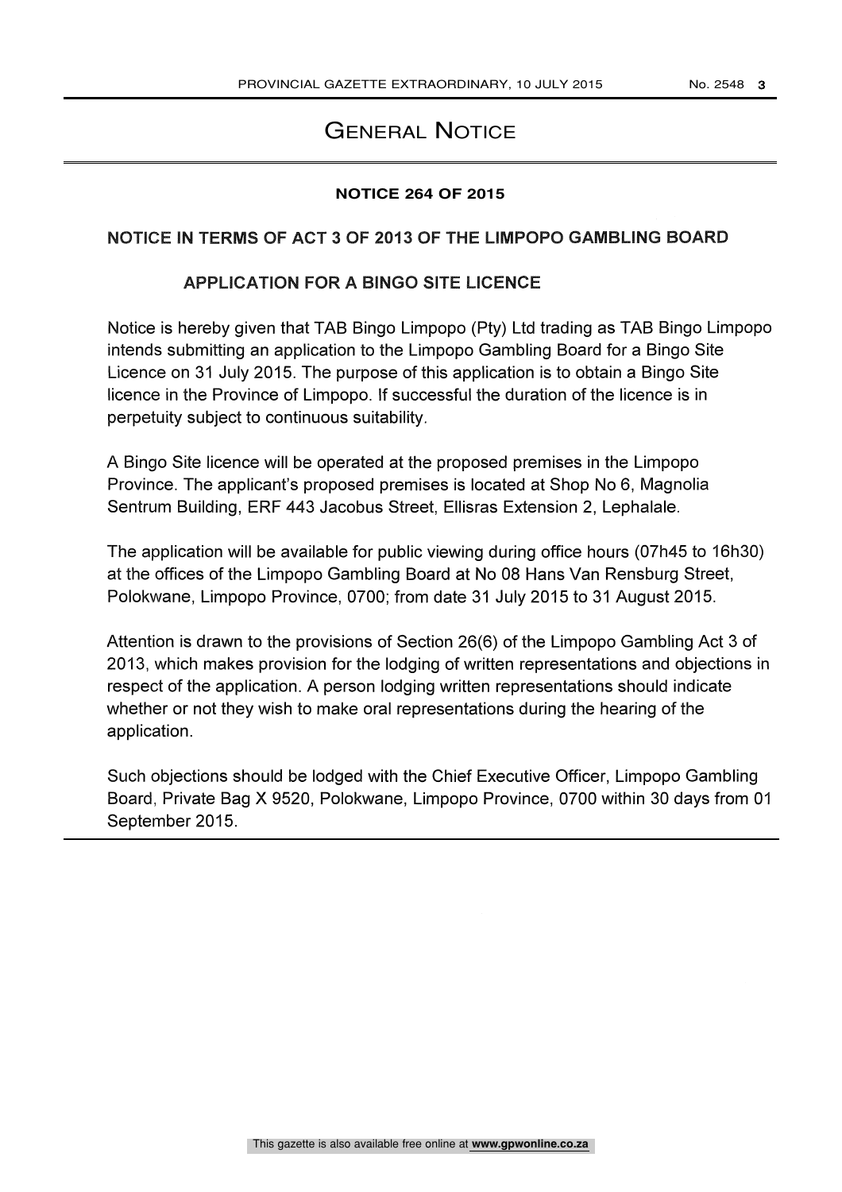# General Notice

**NOTICE 264 OF 2015**

**NOTICE IN TERMS OF ACT 3 OF 2013 OF THE LIMPOPO GAMBLING BOARD**

**APPLICATION FOR A BINGO SITE LICENCE**

Notice is hereby given that TAB Bingo Limpopo (Pty) Ltd trading as TAB Bingo Limpopo intends submitting an application to the Limpopo Gambling Board for a Bingo Site Licence on 31 July 2015. The purpose of this application is to obtain a Bingo Site licence in the Province of Limpopo. If successful the duration of the licence is in perpetuity subject to continuous suitability.

A Bingo Site licence will be operated at the proposed premises in the Limpopo Province. The applicant's proposed premises is located at Shop No 6, Magnolia Sentrum Building, ERF 443 Jacobus Street, Ellisras Extension 2, Lephalale.

The application will be available for public viewing during office hours (07h45 to 16h30) at the offices of the Limpopo Gambling Board at No 08 Hans Van Rensburg Street, Polokwane, Limpopo Province, 0700; from date 31 July 2015 to 31 August 2015.

Attention is drawn to the provisions of Section 26(6) of the Limpopo Gambling Act 3 of 2013, which makes provision for the lodging of written representations and objections in respect of the application. A person lodging written representations should indicate whether or not they wish to make oral representations during the hearing of the application.

Such objections should be lodged with the Chief Executive Officer, Limpopo Gambling Board, Private Bag X 9520, Polokwane, Limpopo Province, 0700 within 30 days from 01 September 2015.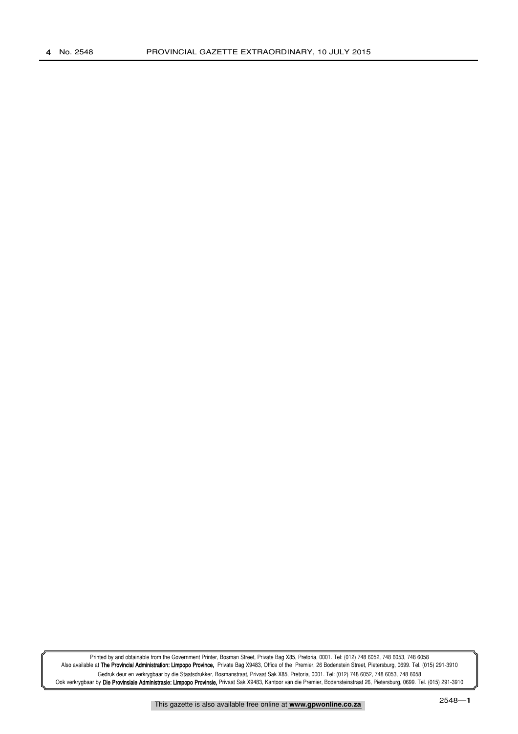Printed by and obtainable from the Government Printer, Bosman Street, Private Bag X85, Pretoria, 0001. Tel: (012) 748 6052, 748 6053, 748 6058
Also available at **The Provincial Administration: Limpopo Province,** Private Bag X9483, Office of the Premier, 26 Bodenstein Street, Pietersburg, 0699. Tel. (015) 291-3910
Gedruk deur en verkrygbaar by die Staatsdrukker, Bosmanstraat, Privaat Sak X85, Pretoria, 0001. Tel: (012) 748 6052, 748 6053, 748 6058
Ook verkrygbaar by **Die Provinsiale Administrasie: Limpopo Provinsie,** Privaat Sak X9483, Kantoor van die Premier, Bodensteinstraat 26, Pietersburg, 0699. Tel. (015) 291-3910

This gazette is also available free online at **www.gpwonline.co.za**

2548—**1**